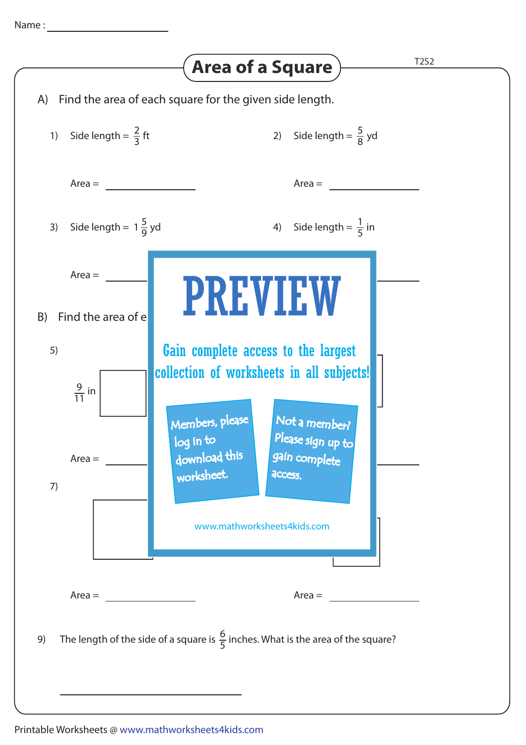Name : ____________________

# Area of a Square

T2S2

A) Find the area of each square for the given side length.

1) Side length = $\frac{2}{3}$ ft

Area = ____________

2) Side length = $\frac{5}{8}$ yd

Area = ____________

3) Side length = $1\frac{5}{9}$ yd

Area = ____________

4) Side length = $\frac{1}{5}$ in

Area = ____________

B) Find the area of e

5)

$\frac{9}{11}$ in

Area = ____________

Area = ____________

7)

Area = ____________

Area = ____________

PREVIEW

Gain complete access to the largest collection of worksheets in all subjects!

Members, please log in to download this worksheet.

Not a member? Please sign up to gain complete access.

www.mathworksheets4kids.com

9) The length of the side of a square is $\frac{6}{5}$ inches. What is the area of the square?

____________________

Printable Worksheets @ www.mathworksheets4kids.com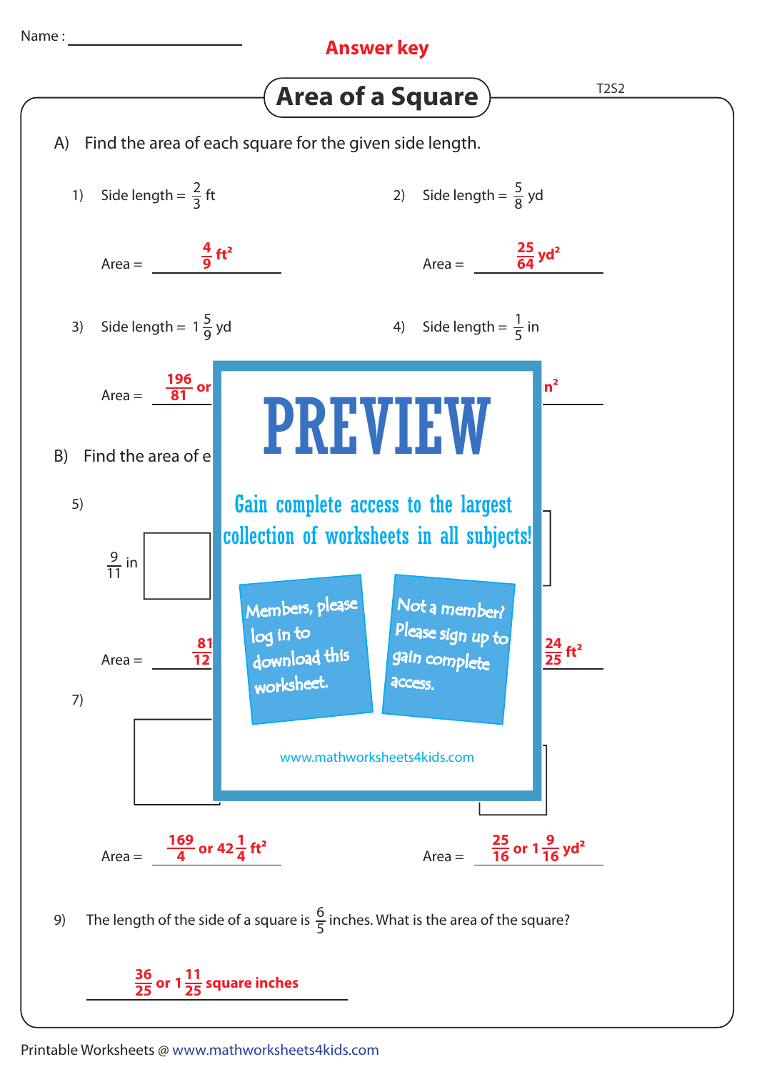Name : ____________________

**Answer key**

# Area of a Square

T2S2

A) Find the area of each square for the given side length.

1) Side length = $\frac{2}{3}$ ft

Area = $\frac{4}{9}$ ft²

2) Side length = $\frac{5}{8}$ yd

Area = $\frac{25}{64}$ yd²

3) Side length = $1\frac{5}{9}$ yd

Area = $\frac{196}{81}$ or

4) Side length = $\frac{1}{5}$ in

n²

B) Find the area of e

5)

$\frac{9}{11}$ in

Area = $\frac{81}{12}$

$\frac{24}{25}$ ft²

7)

Area = $\frac{169}{4}$ or $42\frac{1}{4}$ ft²

Area = $\frac{25}{16}$ or $1\frac{9}{16}$ yd²

9) The length of the side of a square is $\frac{6}{5}$ inches. What is the area of the square?

$\frac{36}{25}$ or $1\frac{11}{25}$ square inches

PREVIEW

Gain complete access to the largest collection of worksheets in all subjects!

Members, please log in to download this worksheet.

Not a member? Please sign up to gain complete access.

www.mathworksheets4kids.com

Printable Worksheets @ www.mathworksheets4kids.com